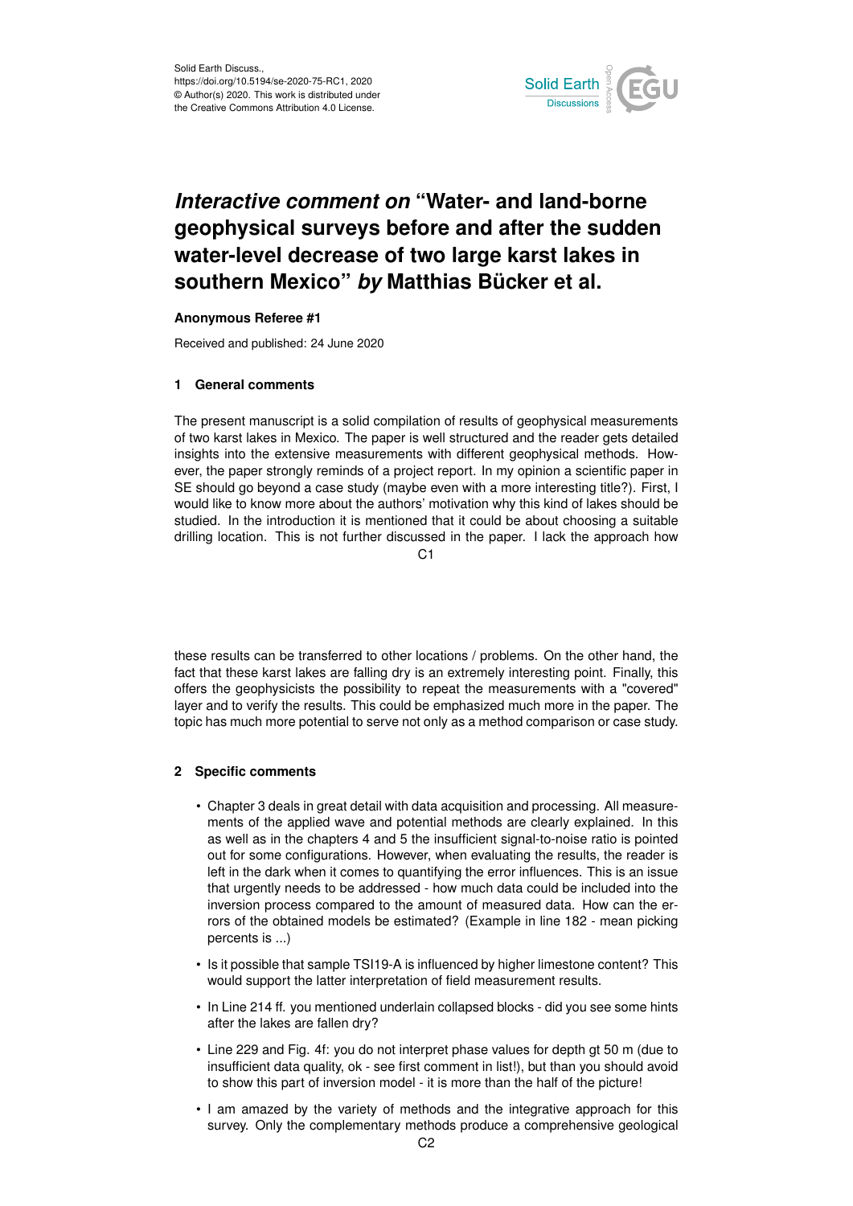# *Interactive comment on* "Water- and land-borne geophysical surveys before and after the sudden water-level decrease of two large karst lakes in southern Mexico" *by* Matthias Bücker et al.

**Anonymous Referee #1**

Received and published: 24 June 2020

## 1 General comments

The present manuscript is a solid compilation of results of geophysical measurements of two karst lakes in Mexico. The paper is well structured and the reader gets detailed insights into the extensive measurements with different geophysical methods. However, the paper strongly reminds of a project report. In my opinion a scientific paper in SE should go beyond a case study (maybe even with a more interesting title?). First, I would like to know more about the authors' motivation why this kind of lakes should be studied. In the introduction it is mentioned that it could be about choosing a suitable drilling location. This is not further discussed in the paper. I lack the approach how these results can be transferred to other locations / problems. On the other hand, the fact that these karst lakes are falling dry is an extremely interesting point. Finally, this offers the geophysicists the possibility to repeat the measurements with a "covered" layer and to verify the results. This could be emphasized much more in the paper. The topic has much more potential to serve not only as a method comparison or case study.

## 2 Specific comments

- Chapter 3 deals in great detail with data acquisition and processing. All measurements of the applied wave and potential methods are clearly explained. In this as well as in the chapters 4 and 5 the insufficient signal-to-noise ratio is pointed out for some configurations. However, when evaluating the results, the reader is left in the dark when it comes to quantifying the error influences. This is an issue that urgently needs to be addressed - how much data could be included into the inversion process compared to the amount of measured data. How can the errors of the obtained models be estimated? (Example in line 182 - mean picking percents is ...)
- Is it possible that sample TSI19-A is influenced by higher limestone content? This would support the latter interpretation of field measurement results.
- In Line 214 ff. you mentioned underlain collapsed blocks - did you see some hints after the lakes are fallen dry?
- Line 229 and Fig. 4f: you do not interpret phase values for depth gt 50 m (due to insufficient data quality, ok - see first comment in list!), but than you should avoid to show this part of inversion model - it is more than the half of the picture!
- I am amazed by the variety of methods and the integrative approach for this survey. Only the complementary methods produce a comprehensive geological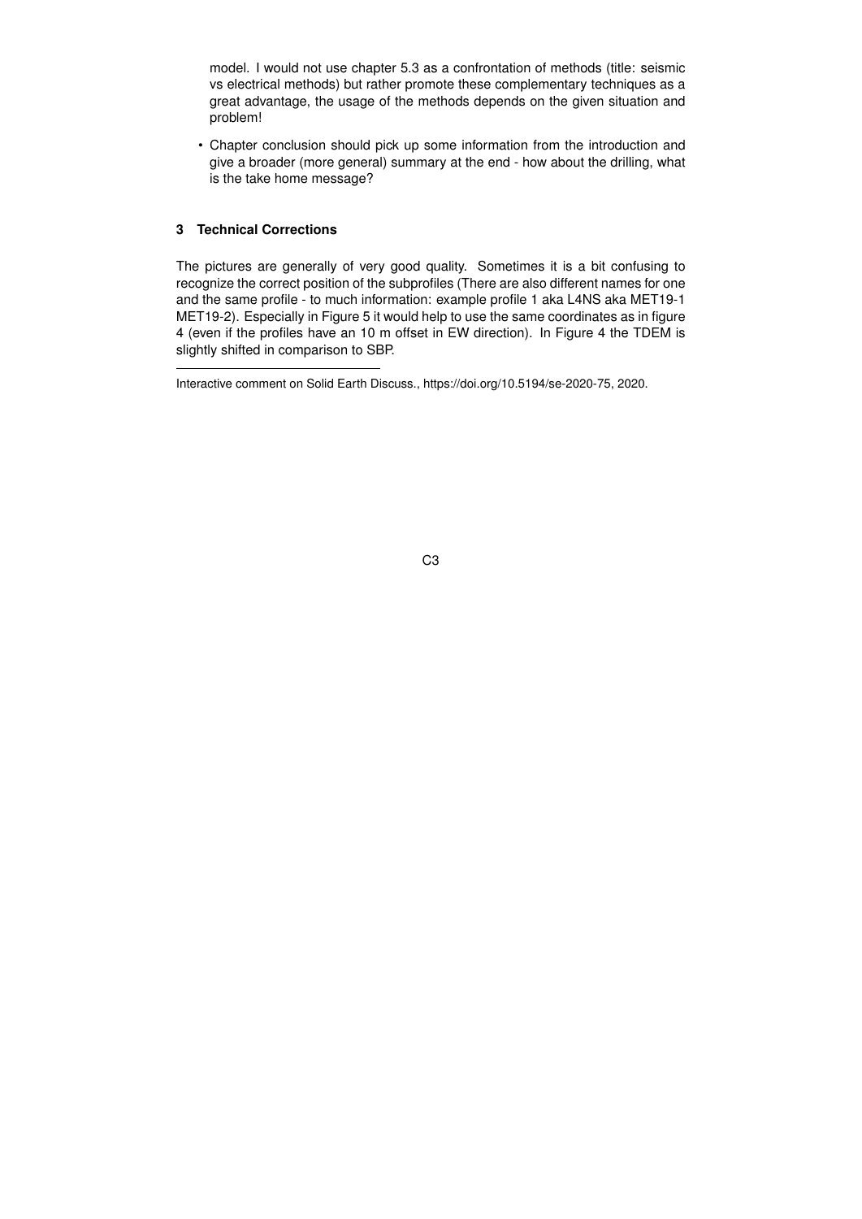model. I would not use chapter 5.3 as a confrontation of methods (title: seismic vs electrical methods) but rather promote these complementary techniques as a great advantage, the usage of the methods depends on the given situation and problem!

- Chapter conclusion should pick up some information from the introduction and give a broader (more general) summary at the end - how about the drilling, what is the take home message?

## 3 Technical Corrections

The pictures are generally of very good quality. Sometimes it is a bit confusing to recognize the correct position of the subprofiles (There are also different names for one and the same profile - to much information: example profile 1 aka L4NS aka MET19-1 MET19-2). Especially in Figure 5 it would help to use the same coordinates as in figure 4 (even if the profiles have an 10 m offset in EW direction). In Figure 4 the TDEM is slightly shifted in comparison to SBP.

---

Interactive comment on Solid Earth Discuss., https://doi.org/10.5194/se-2020-75, 2020.